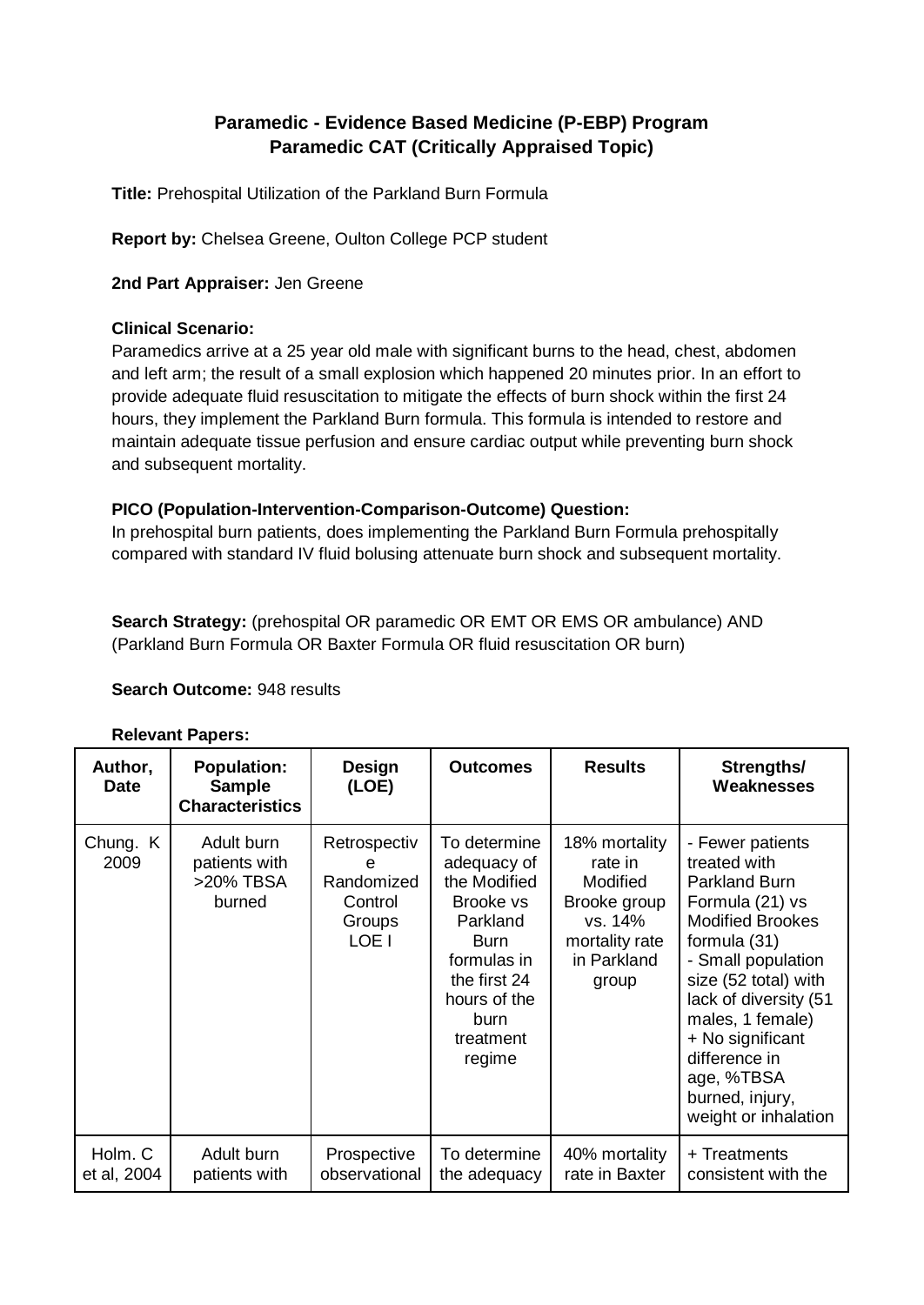**Paramedic - Evidence Based Medicine (P-EBP) Program**
**Paramedic CAT (Critically Appraised Topic)**

**Title:** Prehospital Utilization of the Parkland Burn Formula

**Report by:** Chelsea Greene, Oulton College PCP student

**2nd Part Appraiser:** Jen Greene

**Clinical Scenario:**
Paramedics arrive at a 25 year old male with significant burns to the head, chest, abdomen and left arm; the result of a small explosion which happened 20 minutes prior. In an effort to provide adequate fluid resuscitation to mitigate the effects of burn shock within the first 24 hours, they implement the Parkland Burn formula. This formula is intended to restore and maintain adequate tissue perfusion and ensure cardiac output while preventing burn shock and subsequent mortality.

**PICO (Population-Intervention-Comparison-Outcome) Question:**
In prehospital burn patients, does implementing the Parkland Burn Formula prehospitally compared with standard IV fluid bolusing attenuate burn shock and subsequent mortality.

**Search Strategy:** (prehospital OR paramedic OR EMT OR EMS OR ambulance) AND (Parkland Burn Formula OR Baxter Formula OR fluid resuscitation OR burn)

**Search Outcome:** 948 results

**Relevant Papers:**

| Author, Date | Population: Sample Characteristics | Design (LOE) | Outcomes | Results | Strengths/ Weaknesses |
|---|---|---|---|---|---|
| Chung. K 2009 | Adult burn patients with >20% TBSA burned | Retrospective Randomized Control Groups LOE I | To determine adequacy of the Modified Brooke vs Parkland Burn formulas in the first 24 hours of the burn treatment regime | 18% mortality rate in Modified Brooke group vs. 14% mortality rate in Parkland group | - Fewer patients treated with Parkland Burn Formula (21) vs Modified Brookes formula (31)<br>- Small population size (52 total) with lack of diversity (51 males, 1 female)<br>+ No significant difference in age, %TBSA burned, injury, weight or inhalation |
| Holm. C et al, 2004 | Adult burn patients with | Prospective observational | To determine the adequacy | 40% mortality rate in Baxter | + Treatments consistent with the |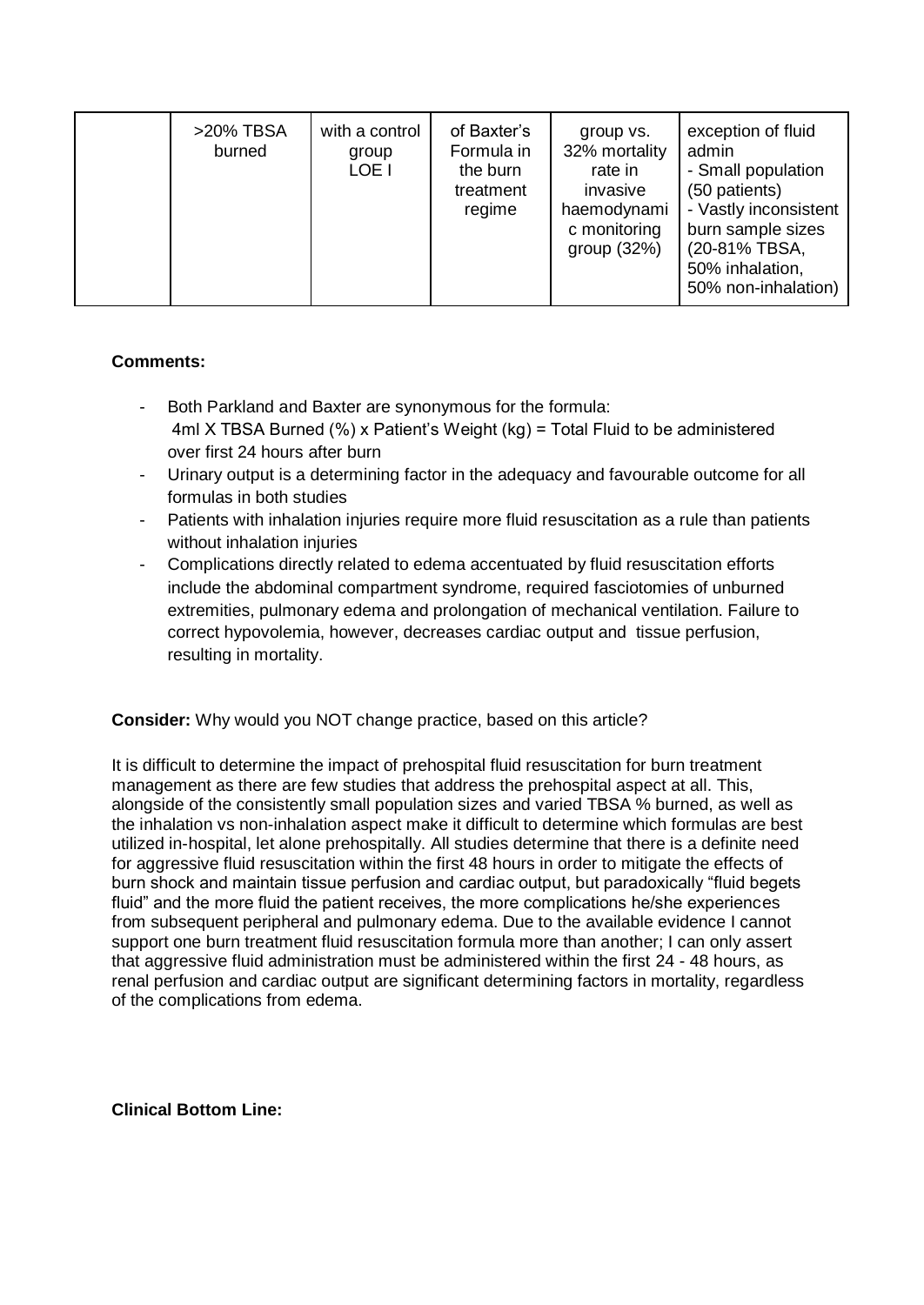|  | >20% TBSA burned | with a control group LOE I | of Baxter's Formula in the burn treatment regime | group vs. 32% mortality rate in invasive haemodynamic monitoring group (32%) | exception of fluid admin<br>- Small population (50 patients)<br>- Vastly inconsistent burn sample sizes (20-81% TBSA, 50% inhalation, 50% non-inhalation) |
|---|---|---|---|---|---|

**Comments:**

- Both Parkland and Baxter are synonymous for the formula:
  4ml X TBSA Burned (%) x Patient's Weight (kg) = Total Fluid to be administered over first 24 hours after burn
- Urinary output is a determining factor in the adequacy and favourable outcome for all formulas in both studies
- Patients with inhalation injuries require more fluid resuscitation as a rule than patients without inhalation injuries
- Complications directly related to edema accentuated by fluid resuscitation efforts include the abdominal compartment syndrome, required fasciotomies of unburned extremities, pulmonary edema and prolongation of mechanical ventilation. Failure to correct hypovolemia, however, decreases cardiac output and tissue perfusion, resulting in mortality.

**Consider:** Why would you NOT change practice, based on this article?

It is difficult to determine the impact of prehospital fluid resuscitation for burn treatment management as there are few studies that address the prehospital aspect at all. This, alongside of the consistently small population sizes and varied TBSA % burned, as well as the inhalation vs non-inhalation aspect make it difficult to determine which formulas are best utilized in-hospital, let alone prehospitally. All studies determine that there is a definite need for aggressive fluid resuscitation within the first 48 hours in order to mitigate the effects of burn shock and maintain tissue perfusion and cardiac output, but paradoxically "fluid begets fluid" and the more fluid the patient receives, the more complications he/she experiences from subsequent peripheral and pulmonary edema. Due to the available evidence I cannot support one burn treatment fluid resuscitation formula more than another; I can only assert that aggressive fluid administration must be administered within the first 24 - 48 hours, as renal perfusion and cardiac output are significant determining factors in mortality, regardless of the complications from edema.

**Clinical Bottom Line:**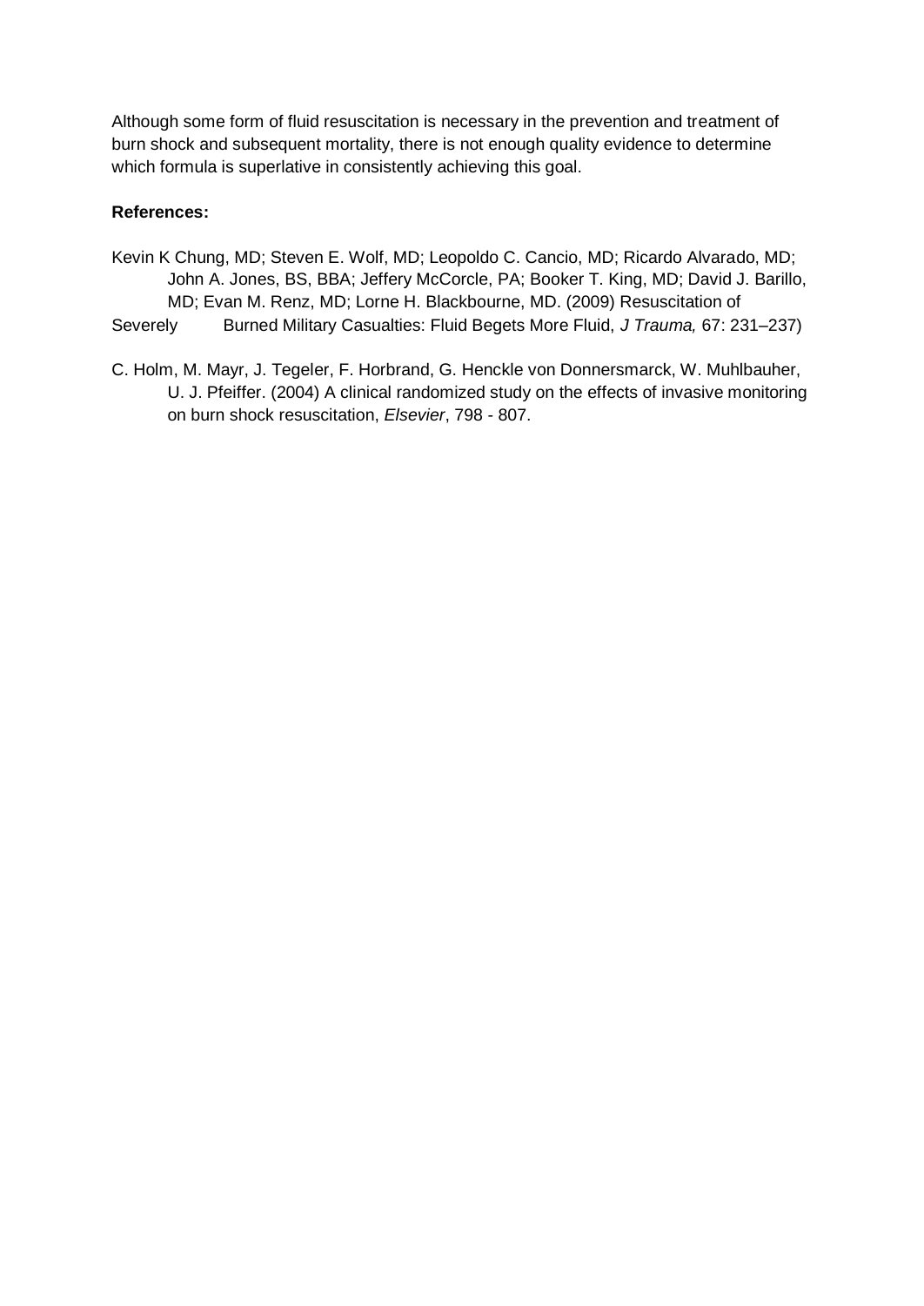Although some form of fluid resuscitation is necessary in the prevention and treatment of burn shock and subsequent mortality, there is not enough quality evidence to determine which formula is superlative in consistently achieving this goal.

**References:**

Kevin K Chung, MD; Steven E. Wolf, MD; Leopoldo C. Cancio, MD; Ricardo Alvarado, MD; John A. Jones, BS, BBA; Jeffery McCorcle, PA; Booker T. King, MD; David J. Barillo, MD; Evan M. Renz, MD; Lorne H. Blackbourne, MD. (2009) Resuscitation of Severely Burned Military Casualties: Fluid Begets More Fluid, *J Trauma,* 67: 231–237)

C. Holm, M. Mayr, J. Tegeler, F. Horbrand, G. Henckle von Donnersmarck, W. Muhlbauher, U. J. Pfeiffer. (2004) A clinical randomized study on the effects of invasive monitoring on burn shock resuscitation, *Elsevier*, 798 - 807.